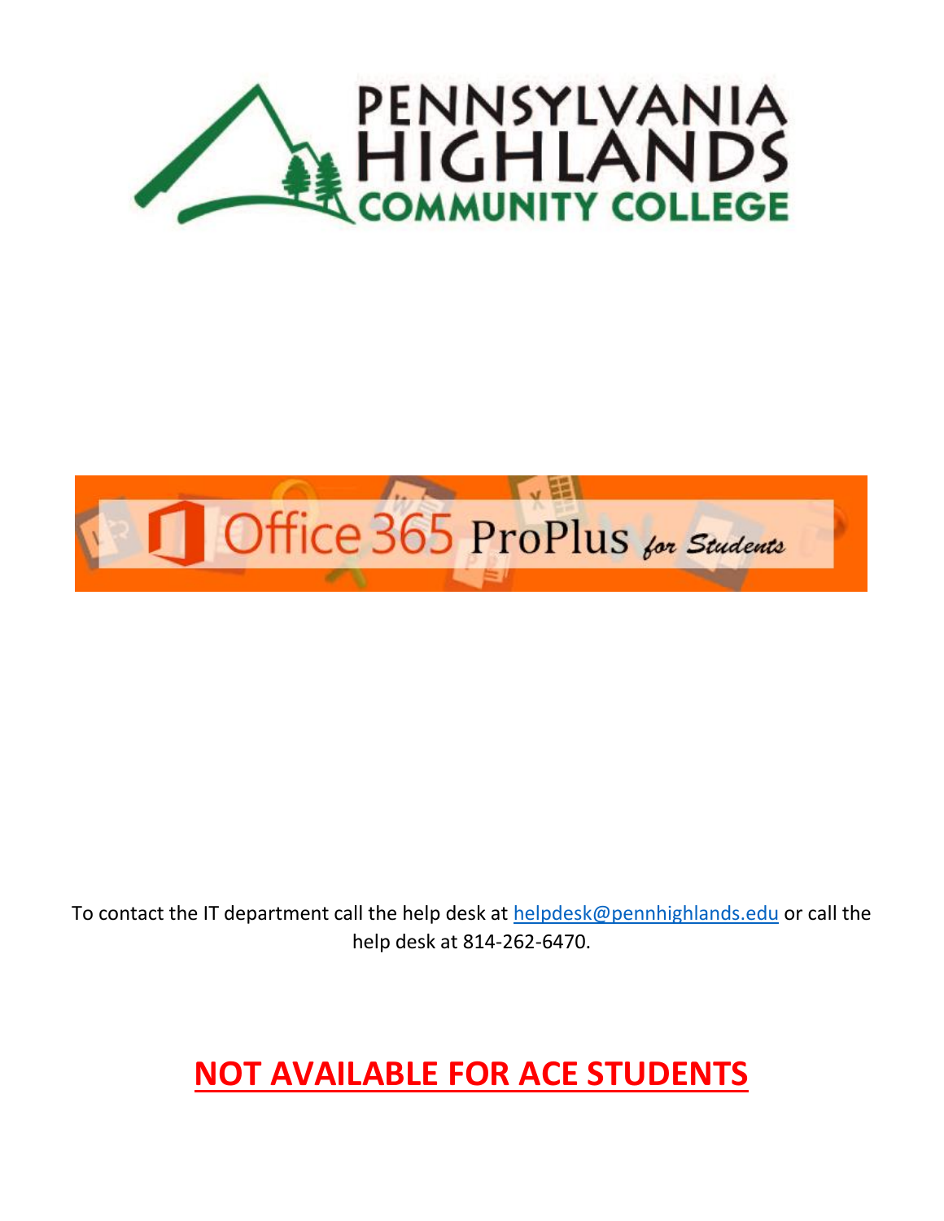# PENNSYLVANIA HIGHLANDS COMMUNITY COLLEGE

## Office 365 ProPlus *for Students*

To contact the IT department call the help desk at helpdesk@pennhighlands.edu or call the help desk at 814-262-6470.

## NOT AVAILABLE FOR ACE STUDENTS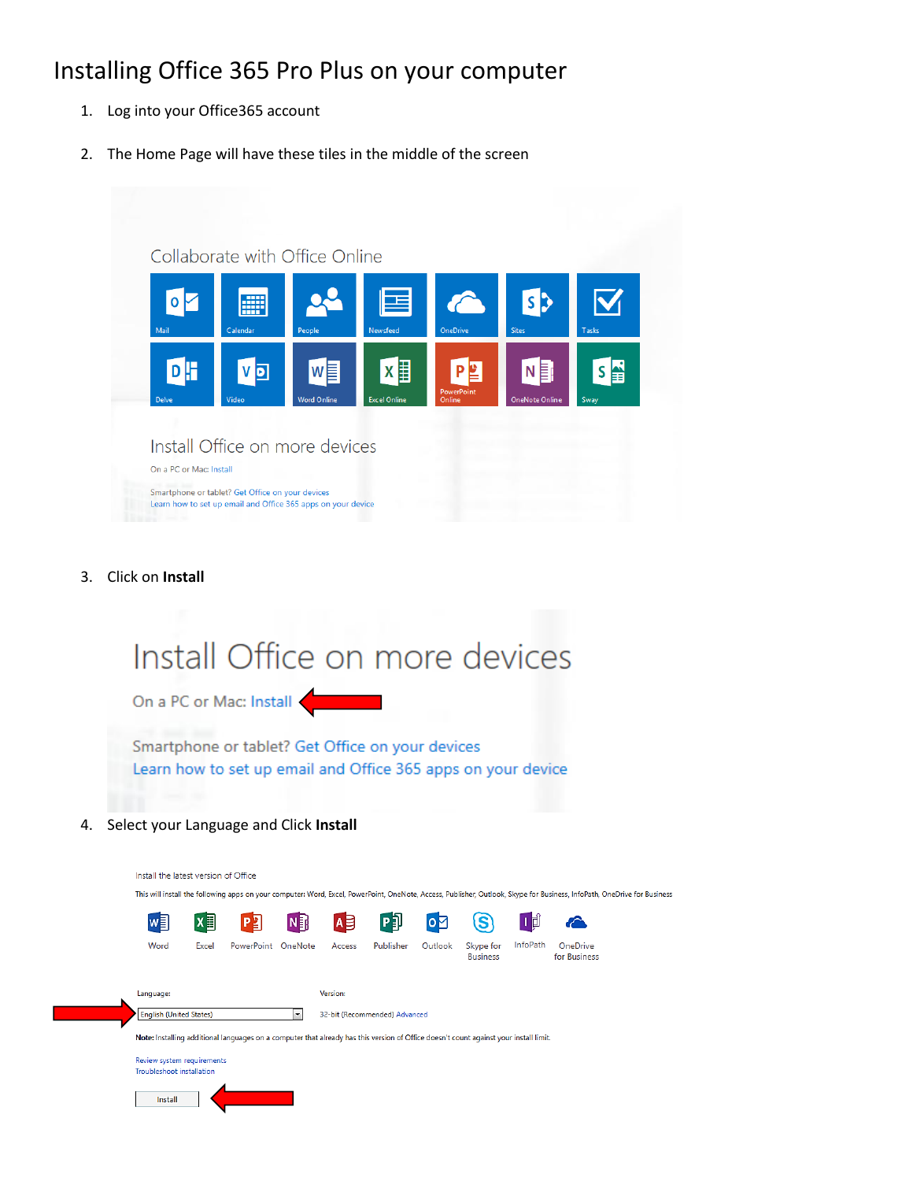# Installing Office 365 Pro Plus on your computer

1. Log into your Office365 account

2. The Home Page will have these tiles in the middle of the screen

Collaborate with Office Online

Mail | Calendar | People | Newsfeed | OneDrive | Sites | Tasks

Delve | Video | Word Online | Excel Online | PowerPoint Online | OneNote Online | Sway

Install Office on more devices

On a PC or Mac: Install

Smartphone or tablet? Get Office on your devices

Learn how to set up email and Office 365 apps on your device

3. Click on **Install**

Install Office on more devices

On a PC or Mac: Install

Smartphone or tablet? Get Office on your devices

Learn how to set up email and Office 365 apps on your device

4. Select your Language and Click **Install**

Install the latest version of Office

This will install the following apps on your computer: Word, Excel, PowerPoint, OneNote, Access, Publisher, Outlook, Skype for Business, InfoPath, OneDrive for Business

Word | Excel | PowerPoint | OneNote | Access | Publisher | Outlook | Skype for Business | InfoPath | OneDrive for Business

Language: English (United States)

Version: 32-bit (Recommended) Advanced

Note: Installing additional languages on a computer that already has this version of Office doesn't count against your install limit.

Review system requirements

Troubleshoot installation

Install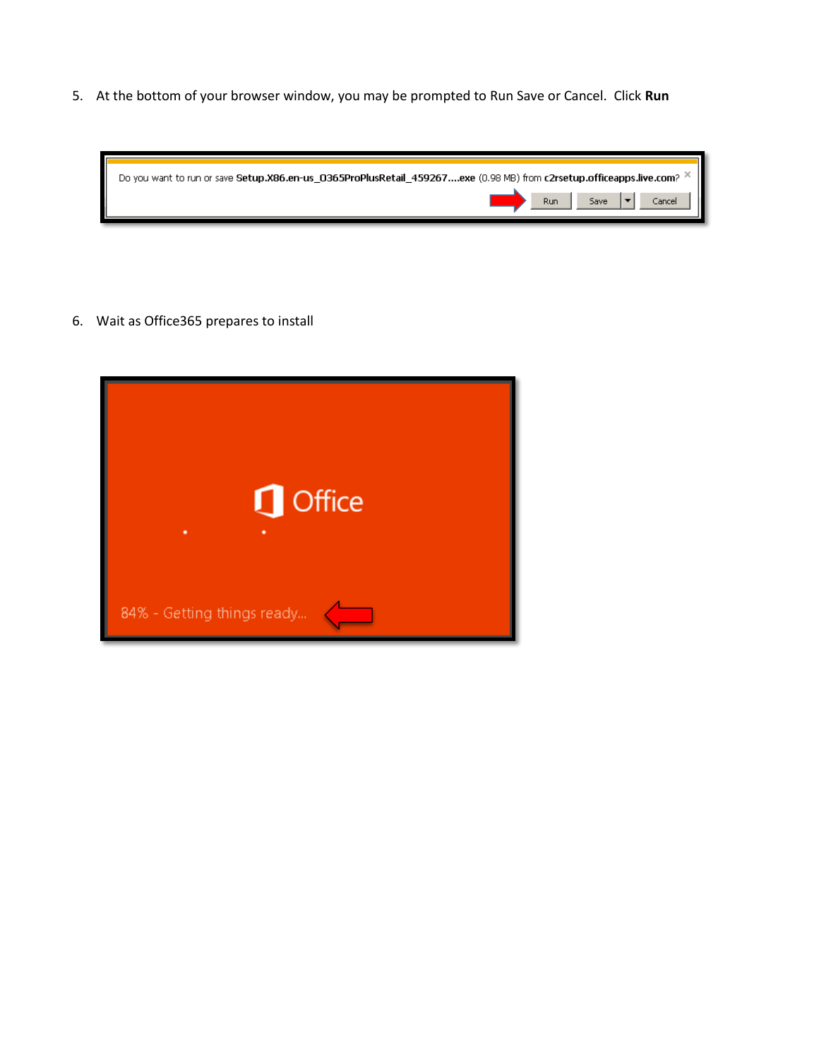5. At the bottom of your browser window, you may be prompted to Run Save or Cancel. Click **Run**

6. Wait as Office365 prepares to install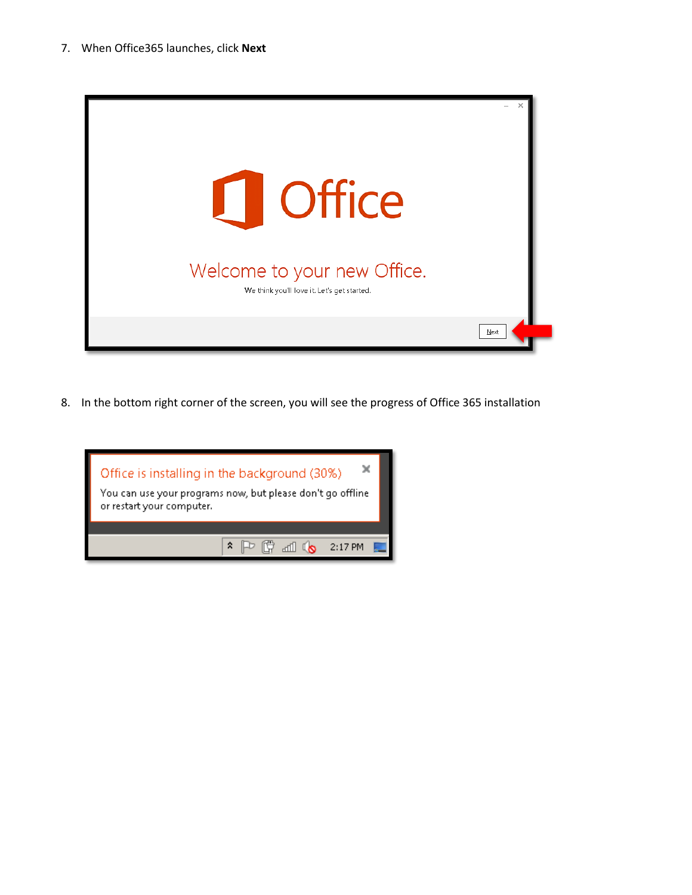7. When Office365 launches, click **Next**

8. In the bottom right corner of the screen, you will see the progress of Office 365 installation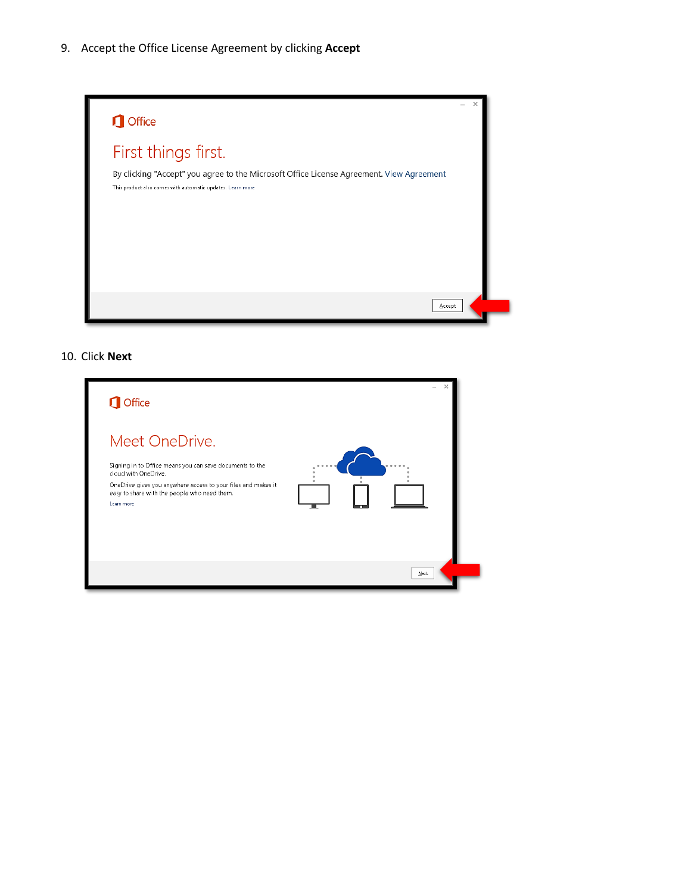9. Accept the Office License Agreement by clicking **Accept**

10. Click **Next**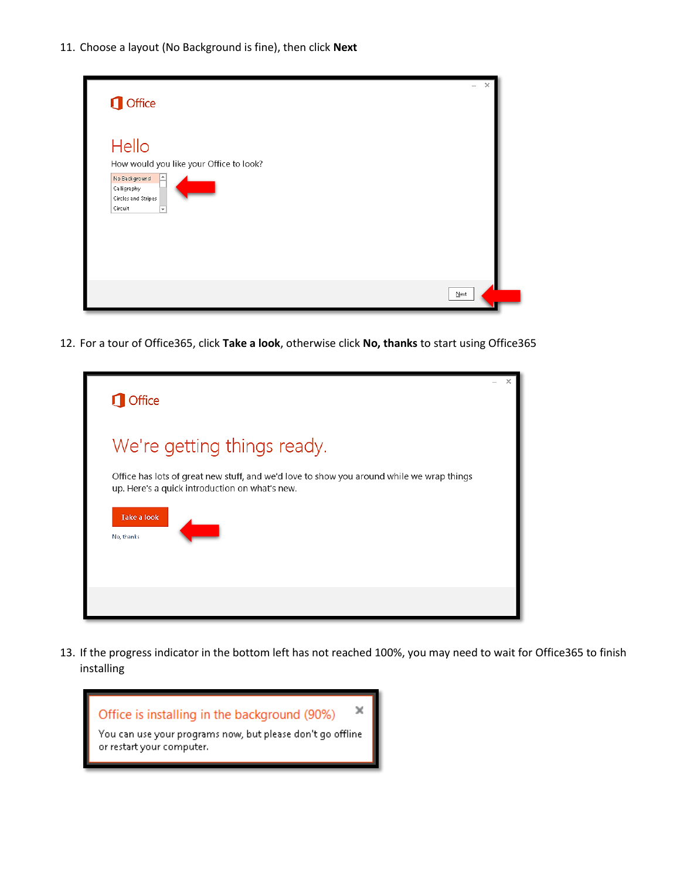11. Choose a layout (No Background is fine), then click **Next**

12. For a tour of Office365, click **Take a look**, otherwise click **No, thanks** to start using Office365

13. If the progress indicator in the bottom left has not reached 100%, you may need to wait for Office365 to finish installing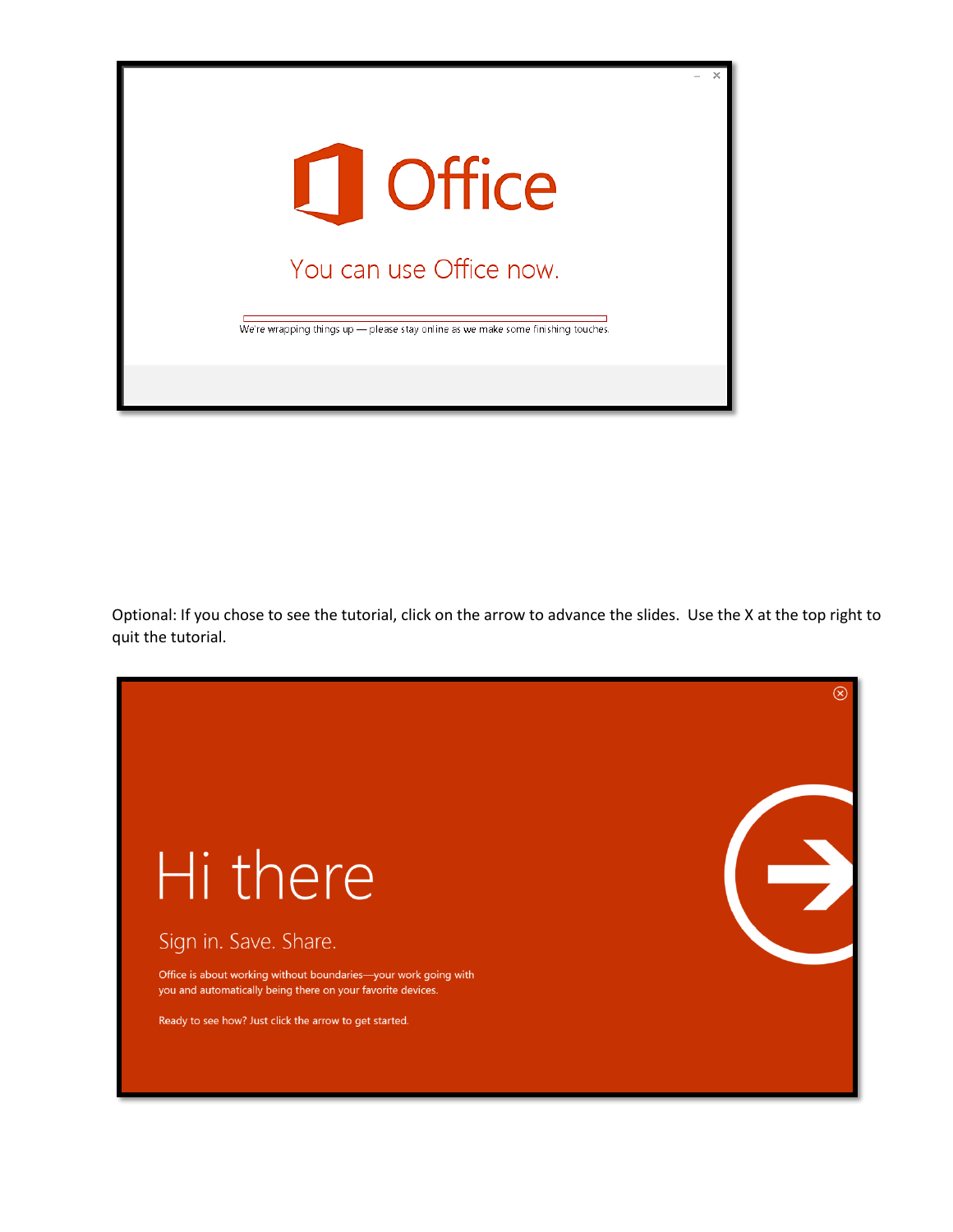Optional: If you chose to see the tutorial, click on the arrow to advance the slides. Use the X at the top right to quit the tutorial.